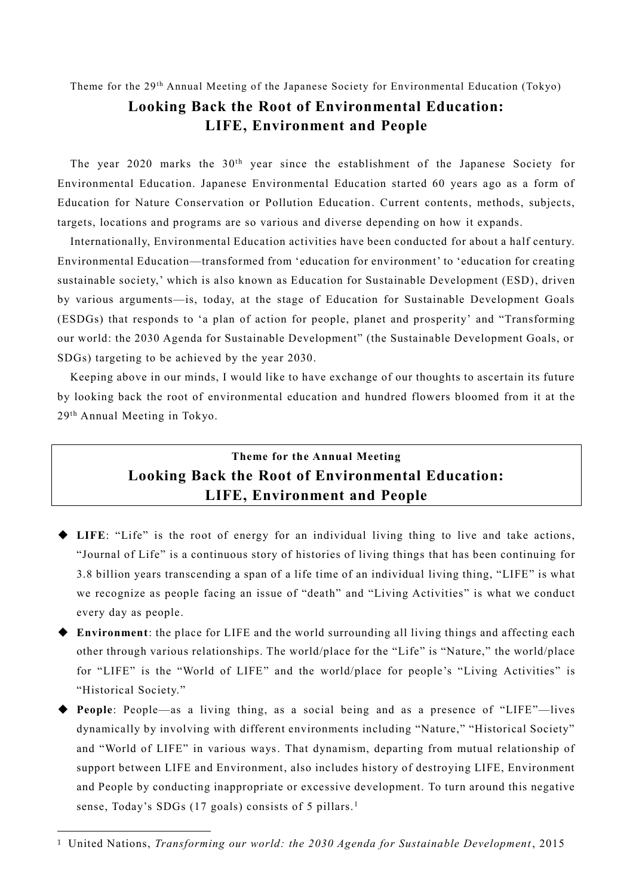Theme for the 29th Annual Meeting of the Japanese Society for Environmental Education (Tokyo)

# Looking Back the Root of Environmental Education: LIFE, Environment and People

The year 2020 marks the 30th year since the establishment of the Japanese Society for Environmental Education. Japanese Environmental Education started 60 years ago as a form of Education for Nature Conservation or Pollution Education. Current contents, methods, subjects, targets, locations and programs are so various and diverse depending on how it expands.

Internationally, Environmental Education activities have been conducted for about a half century. Environmental Education—transformed from 'education for environment' to 'education for creating sustainable society,' which is also known as Education for Sustainable Development (ESD), driven by various arguments—is, today, at the stage of Education for Sustainable Development Goals (ESDGs) that responds to 'a plan of action for people, planet and prosperity' and "Transforming our world: the 2030 Agenda for Sustainable Development" (the Sustainable Development Goals, or SDGs) targeting to be achieved by the year 2030.

Keeping above in our minds, I would like to have exchange of our thoughts to ascertain its future by looking back the root of environmental education and hundred flowers bloomed from it at the 29th Annual Meeting in Tokyo.

## Theme for the Annual Meeting

## Looking Back the Root of Environmental Education: LIFE, Environment and People

- **LIFE**: "Life" is the root of energy for an individual living thing to live and take actions, "Journal of Life" is a continuous story of histories of living things that has been continuing for 3.8 billion years transcending a span of a life time of an individual living thing, "LIFE" is what we recognize as people facing an issue of "death" and "Living Activities" is what we conduct every day as people.
- **Environment**: the place for LIFE and the world surrounding all living things and affecting each other through various relationships. The world/place for the "Life" is "Nature," the world/place for "LIFE" is the "World of LIFE" and the world/place for people's "Living Activities" is "Historical Society."
- **People**: People—as a living thing, as a social being and as a presence of "LIFE"—lives dynamically by involving with different environments including "Nature," "Historical Society" and "World of LIFE" in various ways. That dynamism, departing from mutual relationship of support between LIFE and Environment, also includes history of destroying LIFE, Environment and People by conducting inappropriate or excessive development. To turn around this negative sense, Today's SDGs (17 goals) consists of 5 pillars.[1]

---

[1] United Nations, *Transforming our world: the 2030 Agenda for Sustainable Development*, 2015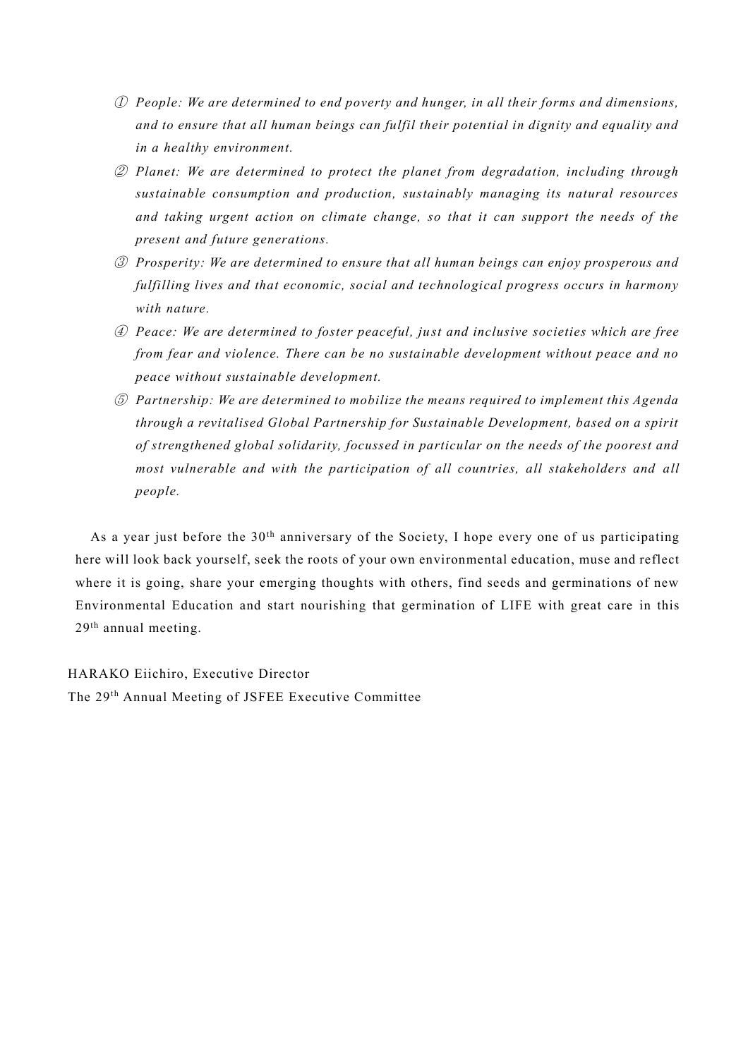*① People: We are determined to end poverty and hunger, in all their forms and dimensions, and to ensure that all human beings can fulfil their potential in dignity and equality and in a healthy environment.*

*② Planet: We are determined to protect the planet from degradation, including through sustainable consumption and production, sustainably managing its natural resources and taking urgent action on climate change, so that it can support the needs of the present and future generations.*

*③ Prosperity: We are determined to ensure that all human beings can enjoy prosperous and fulfilling lives and that economic, social and technological progress occurs in harmony with nature.*

*④ Peace: We are determined to foster peaceful, just and inclusive societies which are free from fear and violence. There can be no sustainable development without peace and no peace without sustainable development.*

*⑤ Partnership: We are determined to mobilize the means required to implement this Agenda through a revitalised Global Partnership for Sustainable Development, based on a spirit of strengthened global solidarity, focussed in particular on the needs of the poorest and most vulnerable and with the participation of all countries, all stakeholders and all people.*

As a year just before the 30th anniversary of the Society, I hope every one of us participating here will look back yourself, seek the roots of your own environmental education, muse and reflect where it is going, share your emerging thoughts with others, find seeds and germinations of new Environmental Education and start nourishing that germination of LIFE with great care in this 29th annual meeting.

HARAKO Eiichiro, Executive Director
The 29th Annual Meeting of JSFEE Executive Committee